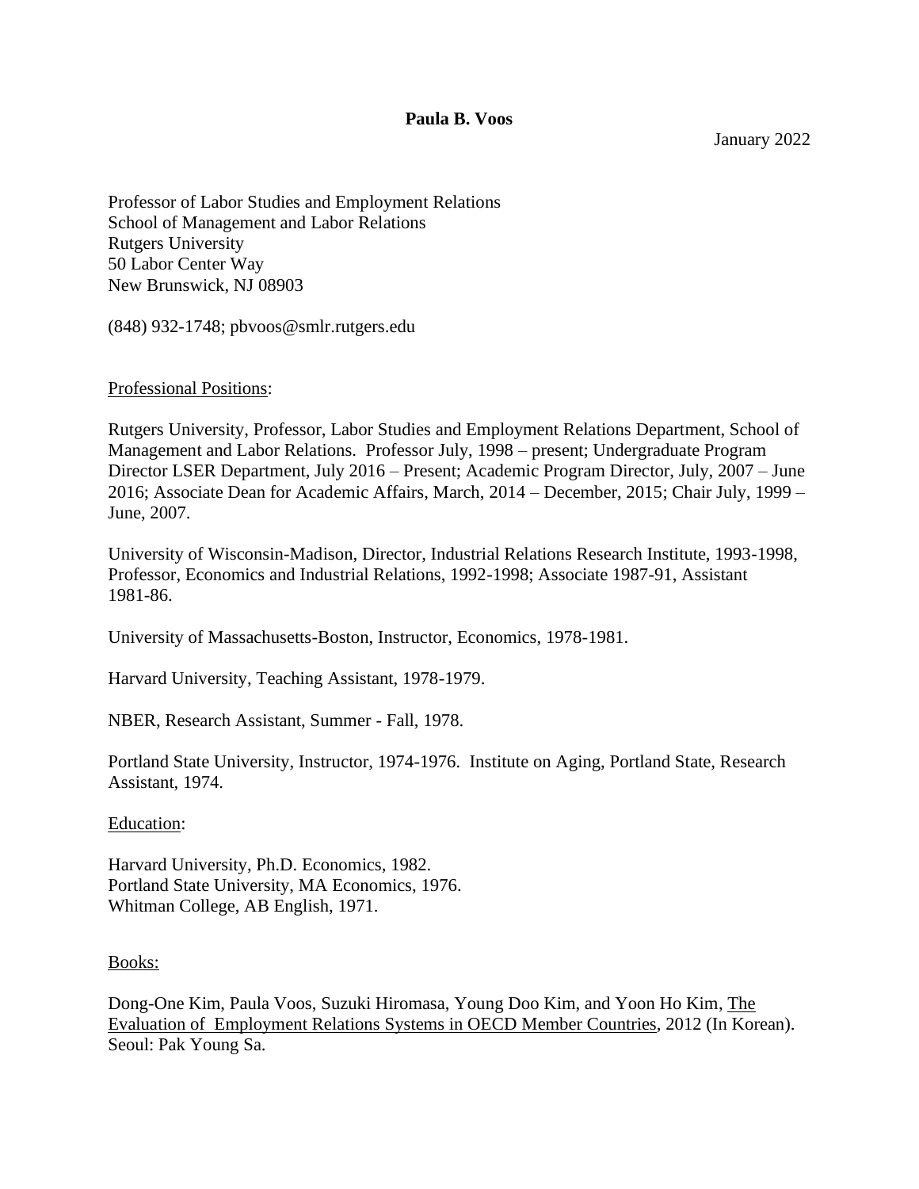**Paula B. Voos**

January 2022

Professor of Labor Studies and Employment Relations
School of Management and Labor Relations
Rutgers University
50 Labor Center Way
New Brunswick, NJ 08903

(848) 932-1748; pbvoos@smlr.rutgers.edu

## Professional Positions:

Rutgers University, Professor, Labor Studies and Employment Relations Department, School of Management and Labor Relations. Professor July, 1998 – present; Undergraduate Program Director LSER Department, July 2016 – Present; Academic Program Director, July, 2007 – June 2016; Associate Dean for Academic Affairs, March, 2014 – December, 2015; Chair July, 1999 – June, 2007.

University of Wisconsin-Madison, Director, Industrial Relations Research Institute, 1993-1998, Professor, Economics and Industrial Relations, 1992-1998; Associate 1987-91, Assistant 1981-86.

University of Massachusetts-Boston, Instructor, Economics, 1978-1981.

Harvard University, Teaching Assistant, 1978-1979.

NBER, Research Assistant, Summer - Fall, 1978.

Portland State University, Instructor, 1974-1976. Institute on Aging, Portland State, Research Assistant, 1974.

## Education:

Harvard University, Ph.D. Economics, 1982.
Portland State University, MA Economics, 1976.
Whitman College, AB English, 1971.

## Books:

Dong-One Kim, Paula Voos, Suzuki Hiromasa, Young Doo Kim, and Yoon Ho Kim, The Evaluation of Employment Relations Systems in OECD Member Countries, 2012 (In Korean). Seoul: Pak Young Sa.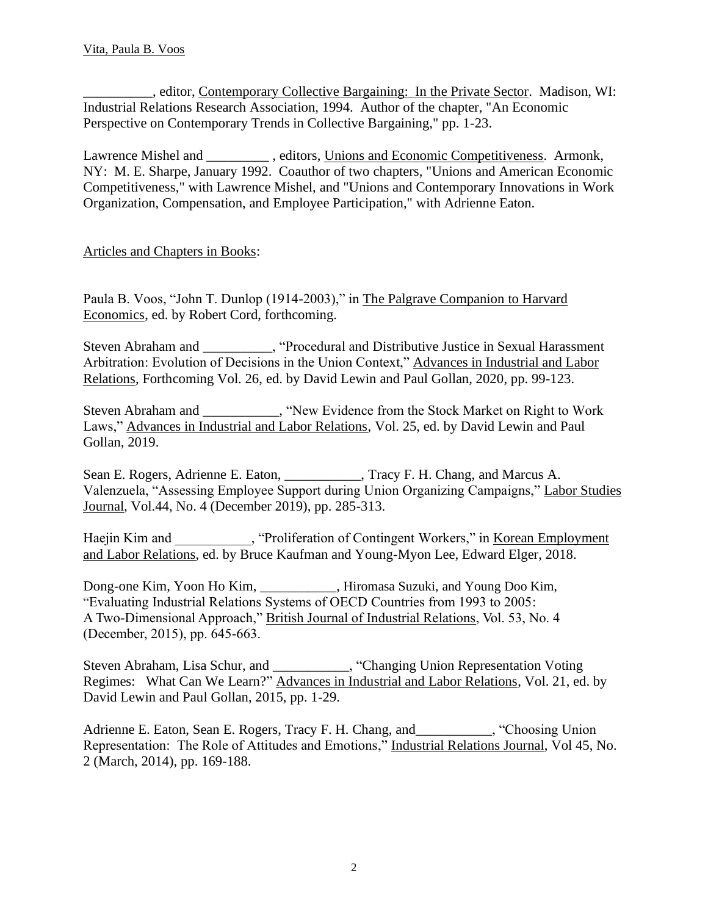__________, editor, Contemporary Collective Bargaining: In the Private Sector. Madison, WI: Industrial Relations Research Association, 1994. Author of the chapter, "An Economic Perspective on Contemporary Trends in Collective Bargaining," pp. 1-23.

Lawrence Mishel and _________ , editors, Unions and Economic Competitiveness. Armonk, NY: M. E. Sharpe, January 1992. Coauthor of two chapters, "Unions and American Economic Competitiveness," with Lawrence Mishel, and "Unions and Contemporary Innovations in Work Organization, Compensation, and Employee Participation," with Adrienne Eaton.

Articles and Chapters in Books:

Paula B. Voos, "John T. Dunlop (1914-2003)," in The Palgrave Companion to Harvard Economics, ed. by Robert Cord, forthcoming.

Steven Abraham and __________, "Procedural and Distributive Justice in Sexual Harassment Arbitration: Evolution of Decisions in the Union Context," Advances in Industrial and Labor Relations, Forthcoming Vol. 26, ed. by David Lewin and Paul Gollan, 2020, pp. 99-123.

Steven Abraham and ___________, "New Evidence from the Stock Market on Right to Work Laws," Advances in Industrial and Labor Relations, Vol. 25, ed. by David Lewin and Paul Gollan, 2019.

Sean E. Rogers, Adrienne E. Eaton, ___________, Tracy F. H. Chang, and Marcus A. Valenzuela, "Assessing Employee Support during Union Organizing Campaigns," Labor Studies Journal, Vol.44, No. 4 (December 2019), pp. 285-313.

Haejin Kim and ___________, "Proliferation of Contingent Workers," in Korean Employment and Labor Relations, ed. by Bruce Kaufman and Young-Myon Lee, Edward Elger, 2018.

Dong-one Kim, Yoon Ho Kim, ___________, Hiromasa Suzuki, and Young Doo Kim, "Evaluating Industrial Relations Systems of OECD Countries from 1993 to 2005: A Two-Dimensional Approach," British Journal of Industrial Relations, Vol. 53, No. 4 (December, 2015), pp. 645-663.

Steven Abraham, Lisa Schur, and ___________, "Changing Union Representation Voting Regimes: What Can We Learn?" Advances in Industrial and Labor Relations, Vol. 21, ed. by David Lewin and Paul Gollan, 2015, pp. 1-29.

Adrienne E. Eaton, Sean E. Rogers, Tracy F. H. Chang, and___________, "Choosing Union Representation: The Role of Attitudes and Emotions," Industrial Relations Journal, Vol 45, No. 2 (March, 2014), pp. 169-188.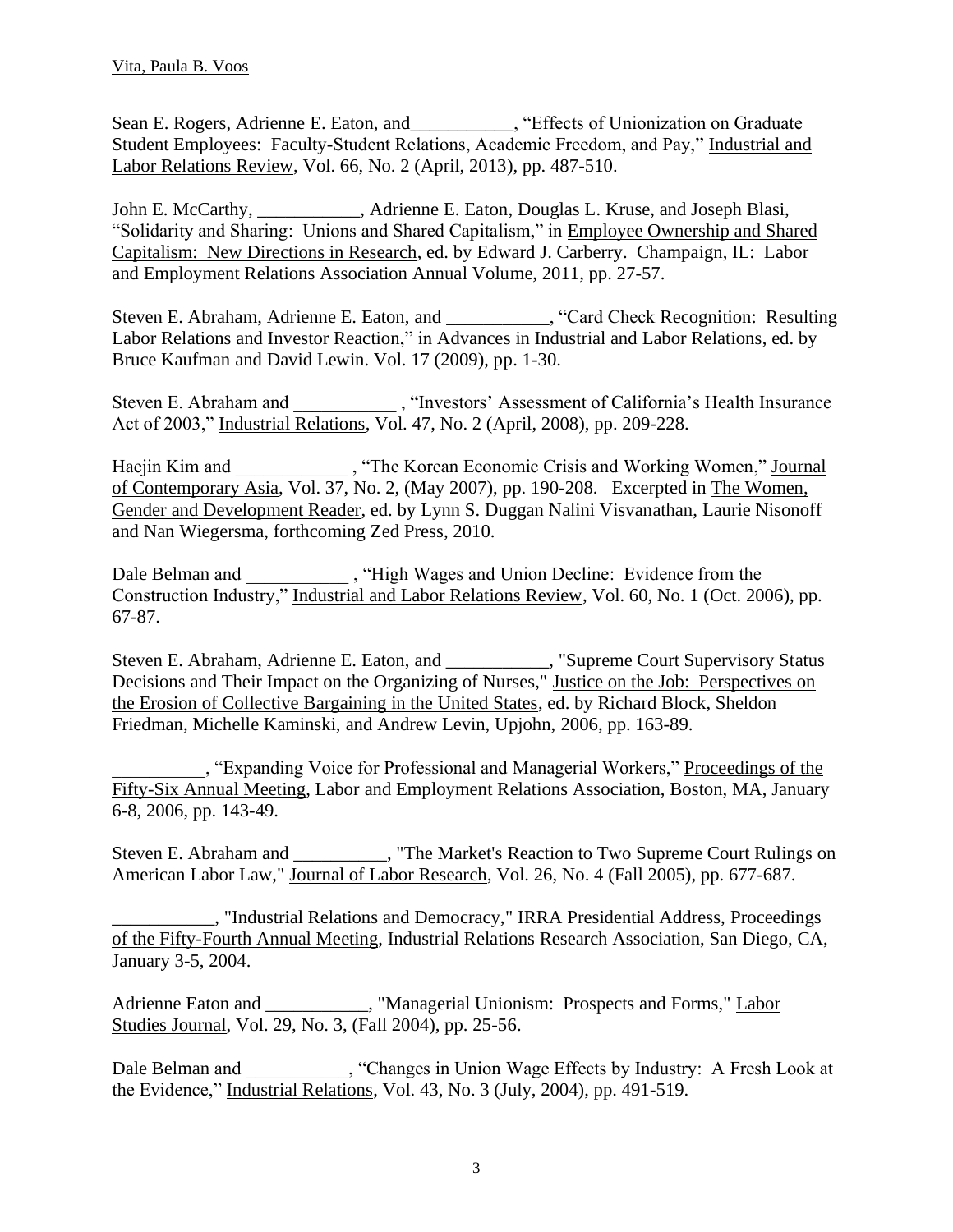Sean E. Rogers, Adrienne E. Eaton, and___________, "Effects of Unionization on Graduate Student Employees: Faculty-Student Relations, Academic Freedom, and Pay," Industrial and Labor Relations Review, Vol. 66, No. 2 (April, 2013), pp. 487-510.

John E. McCarthy, ___________, Adrienne E. Eaton, Douglas L. Kruse, and Joseph Blasi, "Solidarity and Sharing: Unions and Shared Capitalism," in Employee Ownership and Shared Capitalism: New Directions in Research, ed. by Edward J. Carberry. Champaign, IL: Labor and Employment Relations Association Annual Volume, 2011, pp. 27-57.

Steven E. Abraham, Adrienne E. Eaton, and ___________, "Card Check Recognition: Resulting Labor Relations and Investor Reaction," in Advances in Industrial and Labor Relations, ed. by Bruce Kaufman and David Lewin. Vol. 17 (2009), pp. 1-30.

Steven E. Abraham and ___________ , "Investors' Assessment of California's Health Insurance Act of 2003," Industrial Relations, Vol. 47, No. 2 (April, 2008), pp. 209-228.

Haejin Kim and ____________ , "The Korean Economic Crisis and Working Women," Journal of Contemporary Asia, Vol. 37, No. 2, (May 2007), pp. 190-208. Excerpted in The Women, Gender and Development Reader, ed. by Lynn S. Duggan Nalini Visvanathan, Laurie Nisonoff and Nan Wiegersma, forthcoming Zed Press, 2010.

Dale Belman and ___________ , "High Wages and Union Decline: Evidence from the Construction Industry," Industrial and Labor Relations Review, Vol. 60, No. 1 (Oct. 2006), pp. 67-87.

Steven E. Abraham, Adrienne E. Eaton, and ___________, "Supreme Court Supervisory Status Decisions and Their Impact on the Organizing of Nurses," Justice on the Job: Perspectives on the Erosion of Collective Bargaining in the United States, ed. by Richard Block, Sheldon Friedman, Michelle Kaminski, and Andrew Levin, Upjohn, 2006, pp. 163-89.

__________, "Expanding Voice for Professional and Managerial Workers," Proceedings of the Fifty-Six Annual Meeting, Labor and Employment Relations Association, Boston, MA, January 6-8, 2006, pp. 143-49.

Steven E. Abraham and __________, "The Market's Reaction to Two Supreme Court Rulings on American Labor Law," Journal of Labor Research, Vol. 26, No. 4 (Fall 2005), pp. 677-687.

___________, "Industrial Relations and Democracy," IRRA Presidential Address, Proceedings of the Fifty-Fourth Annual Meeting, Industrial Relations Research Association, San Diego, CA, January 3-5, 2004.

Adrienne Eaton and ___________, "Managerial Unionism: Prospects and Forms," Labor Studies Journal, Vol. 29, No. 3, (Fall 2004), pp. 25-56.

Dale Belman and ___________, "Changes in Union Wage Effects by Industry: A Fresh Look at the Evidence," Industrial Relations, Vol. 43, No. 3 (July, 2004), pp. 491-519.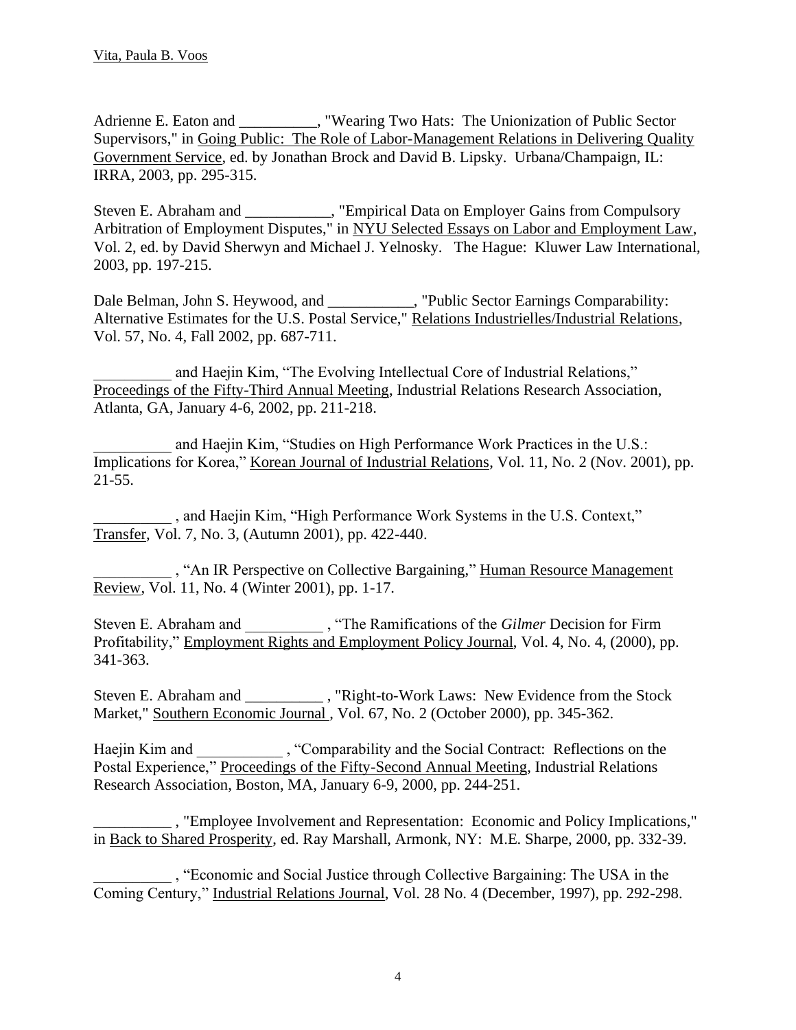Adrienne E. Eaton and __________, "Wearing Two Hats: The Unionization of Public Sector Supervisors," in Going Public: The Role of Labor-Management Relations in Delivering Quality Government Service, ed. by Jonathan Brock and David B. Lipsky. Urbana/Champaign, IL: IRRA, 2003, pp. 295-315.

Steven E. Abraham and ___________, "Empirical Data on Employer Gains from Compulsory Arbitration of Employment Disputes," in NYU Selected Essays on Labor and Employment Law, Vol. 2, ed. by David Sherwyn and Michael J. Yelnosky. The Hague: Kluwer Law International, 2003, pp. 197-215.

Dale Belman, John S. Heywood, and ___________, "Public Sector Earnings Comparability: Alternative Estimates for the U.S. Postal Service," Relations Industrielles/Industrial Relations, Vol. 57, No. 4, Fall 2002, pp. 687-711.

__________ and Haejin Kim, "The Evolving Intellectual Core of Industrial Relations," Proceedings of the Fifty-Third Annual Meeting, Industrial Relations Research Association, Atlanta, GA, January 4-6, 2002, pp. 211-218.

__________ and Haejin Kim, "Studies on High Performance Work Practices in the U.S.: Implications for Korea," Korean Journal of Industrial Relations, Vol. 11, No. 2 (Nov. 2001), pp. 21-55.

__________ , and Haejin Kim, "High Performance Work Systems in the U.S. Context," Transfer, Vol. 7, No. 3, (Autumn 2001), pp. 422-440.

__________ , "An IR Perspective on Collective Bargaining," Human Resource Management Review, Vol. 11, No. 4 (Winter 2001), pp. 1-17.

Steven E. Abraham and __________ , "The Ramifications of the *Gilmer* Decision for Firm Profitability," Employment Rights and Employment Policy Journal, Vol. 4, No. 4, (2000), pp. 341-363.

Steven E. Abraham and __________ , "Right-to-Work Laws: New Evidence from the Stock Market," Southern Economic Journal , Vol. 67, No. 2 (October 2000), pp. 345-362.

Haejin Kim and ___________ , "Comparability and the Social Contract: Reflections on the Postal Experience," Proceedings of the Fifty-Second Annual Meeting, Industrial Relations Research Association, Boston, MA, January 6-9, 2000, pp. 244-251.

__________ , "Employee Involvement and Representation: Economic and Policy Implications," in Back to Shared Prosperity, ed. Ray Marshall, Armonk, NY: M.E. Sharpe, 2000, pp. 332-39.

__________ , "Economic and Social Justice through Collective Bargaining: The USA in the Coming Century," Industrial Relations Journal, Vol. 28 No. 4 (December, 1997), pp. 292-298.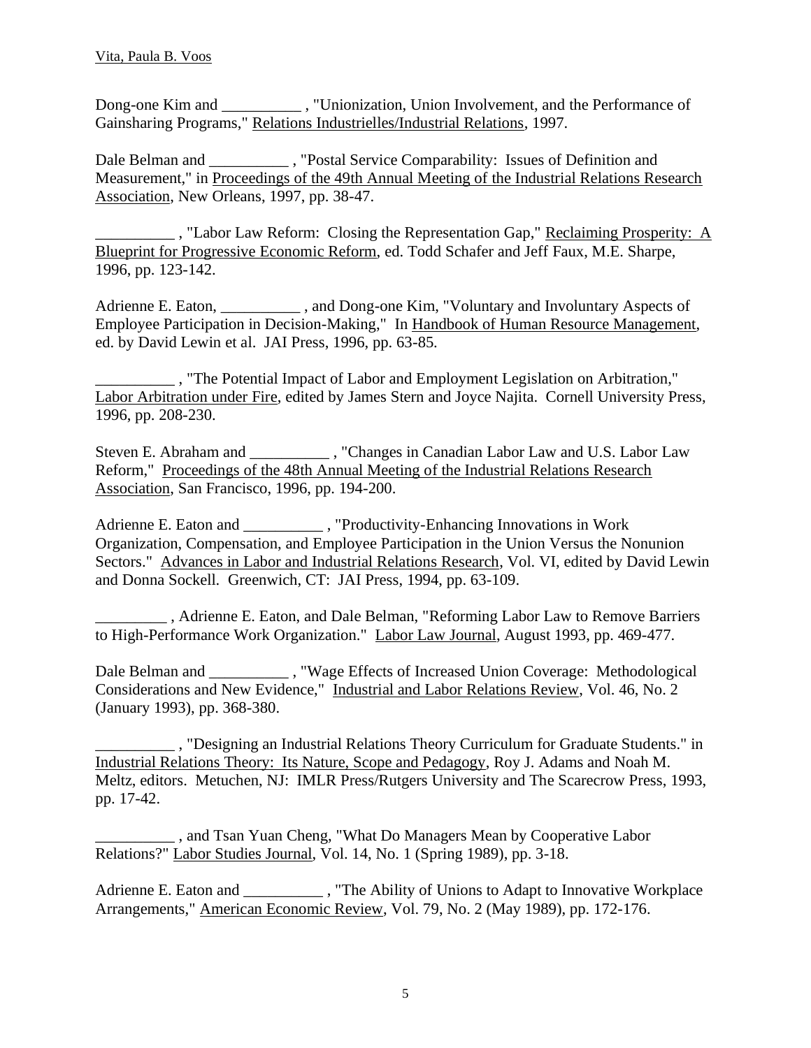Dong-one Kim and __________ , "Unionization, Union Involvement, and the Performance of Gainsharing Programs," Relations Industrielles/Industrial Relations, 1997.

Dale Belman and __________ , "Postal Service Comparability: Issues of Definition and Measurement," in Proceedings of the 49th Annual Meeting of the Industrial Relations Research Association, New Orleans, 1997, pp. 38-47.

__________ , "Labor Law Reform: Closing the Representation Gap," Reclaiming Prosperity: A Blueprint for Progressive Economic Reform, ed. Todd Schafer and Jeff Faux, M.E. Sharpe, 1996, pp. 123-142.

Adrienne E. Eaton, __________ , and Dong-one Kim, "Voluntary and Involuntary Aspects of Employee Participation in Decision-Making," In Handbook of Human Resource Management, ed. by David Lewin et al. JAI Press, 1996, pp. 63-85.

__________ , "The Potential Impact of Labor and Employment Legislation on Arbitration," Labor Arbitration under Fire, edited by James Stern and Joyce Najita. Cornell University Press, 1996, pp. 208-230.

Steven E. Abraham and __________ , "Changes in Canadian Labor Law and U.S. Labor Law Reform," Proceedings of the 48th Annual Meeting of the Industrial Relations Research Association, San Francisco, 1996, pp. 194-200.

Adrienne E. Eaton and __________ , "Productivity-Enhancing Innovations in Work Organization, Compensation, and Employee Participation in the Union Versus the Nonunion Sectors." Advances in Labor and Industrial Relations Research, Vol. VI, edited by David Lewin and Donna Sockell. Greenwich, CT: JAI Press, 1994, pp. 63-109.

_________ , Adrienne E. Eaton, and Dale Belman, "Reforming Labor Law to Remove Barriers to High-Performance Work Organization." Labor Law Journal, August 1993, pp. 469-477.

Dale Belman and __________ , "Wage Effects of Increased Union Coverage: Methodological Considerations and New Evidence," Industrial and Labor Relations Review, Vol. 46, No. 2 (January 1993), pp. 368-380.

__________ , "Designing an Industrial Relations Theory Curriculum for Graduate Students." in Industrial Relations Theory: Its Nature, Scope and Pedagogy, Roy J. Adams and Noah M. Meltz, editors. Metuchen, NJ: IMLR Press/Rutgers University and The Scarecrow Press, 1993, pp. 17-42.

__________ , and Tsan Yuan Cheng, "What Do Managers Mean by Cooperative Labor Relations?" Labor Studies Journal, Vol. 14, No. 1 (Spring 1989), pp. 3-18.

Adrienne E. Eaton and __________ , "The Ability of Unions to Adapt to Innovative Workplace Arrangements," American Economic Review, Vol. 79, No. 2 (May 1989), pp. 172-176.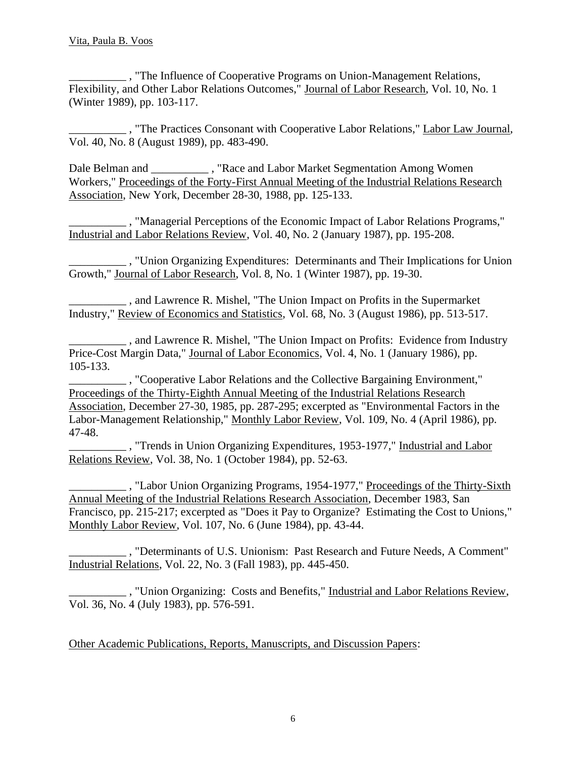__________ , "The Influence of Cooperative Programs on Union-Management Relations, Flexibility, and Other Labor Relations Outcomes," Journal of Labor Research, Vol. 10, No. 1 (Winter 1989), pp. 103-117.

__________ , "The Practices Consonant with Cooperative Labor Relations," Labor Law Journal, Vol. 40, No. 8 (August 1989), pp. 483-490.

Dale Belman and __________ , "Race and Labor Market Segmentation Among Women Workers," Proceedings of the Forty-First Annual Meeting of the Industrial Relations Research Association, New York, December 28-30, 1988, pp. 125-133.

__________ , "Managerial Perceptions of the Economic Impact of Labor Relations Programs," Industrial and Labor Relations Review, Vol. 40, No. 2 (January 1987), pp. 195-208.

__________ , "Union Organizing Expenditures: Determinants and Their Implications for Union Growth," Journal of Labor Research, Vol. 8, No. 1 (Winter 1987), pp. 19-30.

__________ , and Lawrence R. Mishel, "The Union Impact on Profits in the Supermarket Industry," Review of Economics and Statistics, Vol. 68, No. 3 (August 1986), pp. 513-517.

__________ , and Lawrence R. Mishel, "The Union Impact on Profits: Evidence from Industry Price-Cost Margin Data," Journal of Labor Economics, Vol. 4, No. 1 (January 1986), pp. 105-133.

__________ , "Cooperative Labor Relations and the Collective Bargaining Environment," Proceedings of the Thirty-Eighth Annual Meeting of the Industrial Relations Research Association, December 27-30, 1985, pp. 287-295; excerpted as "Environmental Factors in the Labor-Management Relationship," Monthly Labor Review, Vol. 109, No. 4 (April 1986), pp. 47-48.

__________ , "Trends in Union Organizing Expenditures, 1953-1977," Industrial and Labor Relations Review, Vol. 38, No. 1 (October 1984), pp. 52-63.

__________ , "Labor Union Organizing Programs, 1954-1977," Proceedings of the Thirty-Sixth Annual Meeting of the Industrial Relations Research Association, December 1983, San Francisco, pp. 215-217; excerpted as "Does it Pay to Organize? Estimating the Cost to Unions," Monthly Labor Review, Vol. 107, No. 6 (June 1984), pp. 43-44.

__________ , "Determinants of U.S. Unionism: Past Research and Future Needs, A Comment" Industrial Relations, Vol. 22, No. 3 (Fall 1983), pp. 445-450.

__________ , "Union Organizing: Costs and Benefits," Industrial and Labor Relations Review, Vol. 36, No. 4 (July 1983), pp. 576-591.

Other Academic Publications, Reports, Manuscripts, and Discussion Papers: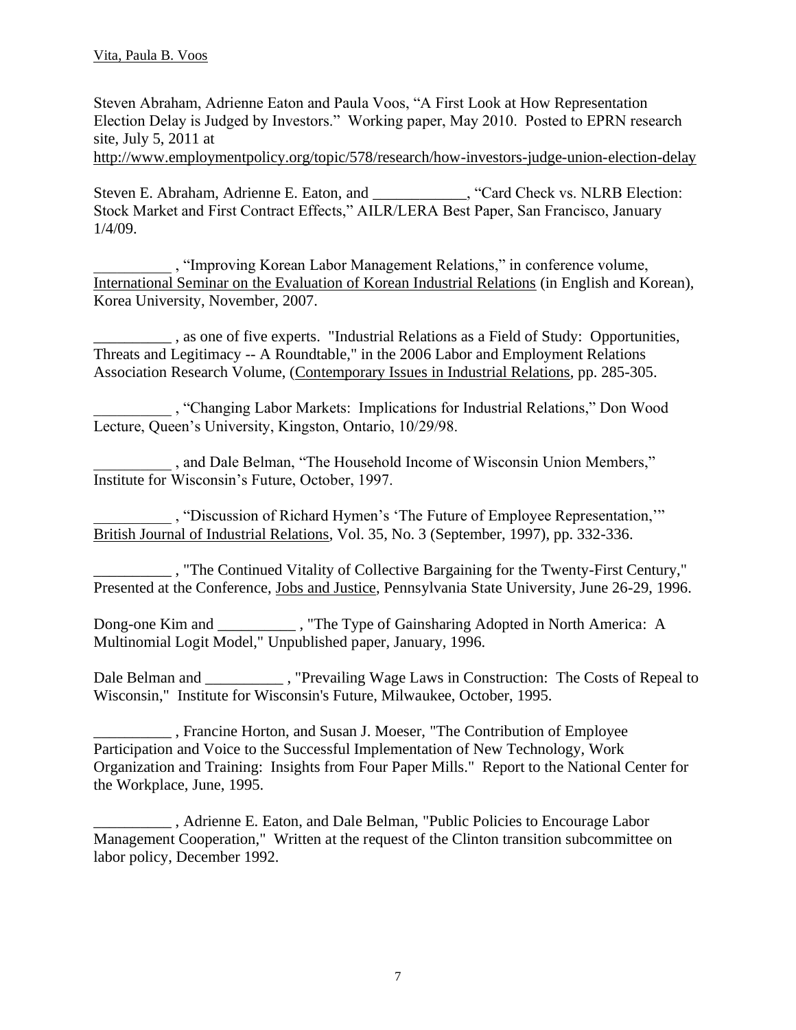Steven Abraham, Adrienne Eaton and Paula Voos, “A First Look at How Representation Election Delay is Judged by Investors.” Working paper, May 2010. Posted to EPRN research site, July 5, 2011 at http://www.employmentpolicy.org/topic/578/research/how-investors-judge-union-election-delay

Steven E. Abraham, Adrienne E. Eaton, and ____________, “Card Check vs. NLRB Election: Stock Market and First Contract Effects,” AILR/LERA Best Paper, San Francisco, January 1/4/09.

__________ , “Improving Korean Labor Management Relations,” in conference volume, International Seminar on the Evaluation of Korean Industrial Relations (in English and Korean), Korea University, November, 2007.

__________ , as one of five experts. "Industrial Relations as a Field of Study: Opportunities, Threats and Legitimacy -- A Roundtable," in the 2006 Labor and Employment Relations Association Research Volume, (Contemporary Issues in Industrial Relations, pp. 285-305.

__________ , “Changing Labor Markets: Implications for Industrial Relations,” Don Wood Lecture, Queen’s University, Kingston, Ontario, 10/29/98.

__________ , and Dale Belman, “The Household Income of Wisconsin Union Members,” Institute for Wisconsin’s Future, October, 1997.

__________ , “Discussion of Richard Hymen’s ‘The Future of Employee Representation,’” British Journal of Industrial Relations, Vol. 35, No. 3 (September, 1997), pp. 332-336.

__________ , "The Continued Vitality of Collective Bargaining for the Twenty-First Century," Presented at the Conference, Jobs and Justice, Pennsylvania State University, June 26-29, 1996.

Dong-one Kim and __________ , "The Type of Gainsharing Adopted in North America: A Multinomial Logit Model," Unpublished paper, January, 1996.

Dale Belman and __________ , "Prevailing Wage Laws in Construction: The Costs of Repeal to Wisconsin," Institute for Wisconsin's Future, Milwaukee, October, 1995.

__________ , Francine Horton, and Susan J. Moeser, "The Contribution of Employee Participation and Voice to the Successful Implementation of New Technology, Work Organization and Training: Insights from Four Paper Mills." Report to the National Center for the Workplace, June, 1995.

__________ , Adrienne E. Eaton, and Dale Belman, "Public Policies to Encourage Labor Management Cooperation," Written at the request of the Clinton transition subcommittee on labor policy, December 1992.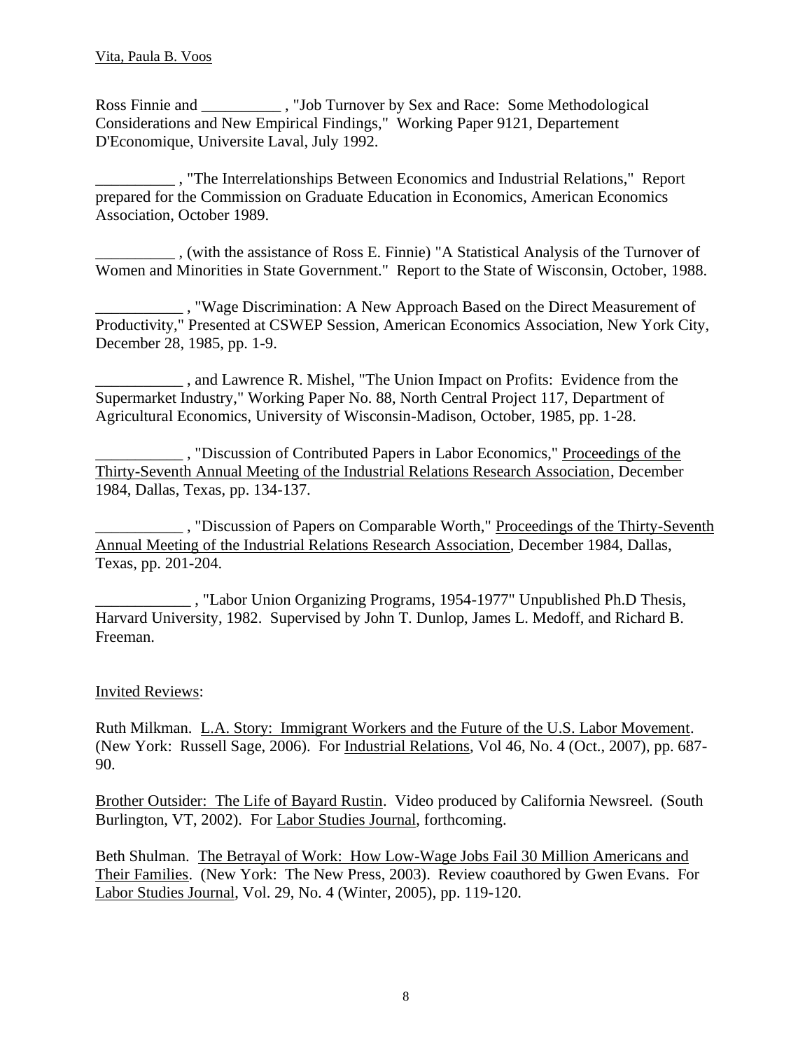Ross Finnie and __________ , "Job Turnover by Sex and Race: Some Methodological Considerations and New Empirical Findings," Working Paper 9121, Departement D'Economique, Universite Laval, July 1992.

__________ , "The Interrelationships Between Economics and Industrial Relations," Report prepared for the Commission on Graduate Education in Economics, American Economics Association, October 1989.

__________ , (with the assistance of Ross E. Finnie) "A Statistical Analysis of the Turnover of Women and Minorities in State Government." Report to the State of Wisconsin, October, 1988.

___________ , "Wage Discrimination: A New Approach Based on the Direct Measurement of Productivity," Presented at CSWEP Session, American Economics Association, New York City, December 28, 1985, pp. 1-9.

___________ , and Lawrence R. Mishel, "The Union Impact on Profits: Evidence from the Supermarket Industry," Working Paper No. 88, North Central Project 117, Department of Agricultural Economics, University of Wisconsin-Madison, October, 1985, pp. 1-28.

___________ , "Discussion of Contributed Papers in Labor Economics," Proceedings of the Thirty-Seventh Annual Meeting of the Industrial Relations Research Association, December 1984, Dallas, Texas, pp. 134-137.

___________ , "Discussion of Papers on Comparable Worth," Proceedings of the Thirty-Seventh Annual Meeting of the Industrial Relations Research Association, December 1984, Dallas, Texas, pp. 201-204.

____________ , "Labor Union Organizing Programs, 1954-1977" Unpublished Ph.D Thesis, Harvard University, 1982. Supervised by John T. Dunlop, James L. Medoff, and Richard B. Freeman.

Invited Reviews:

Ruth Milkman. L.A. Story: Immigrant Workers and the Future of the U.S. Labor Movement. (New York: Russell Sage, 2006). For Industrial Relations, Vol 46, No. 4 (Oct., 2007), pp. 687-90.

Brother Outsider: The Life of Bayard Rustin. Video produced by California Newsreel. (South Burlington, VT, 2002). For Labor Studies Journal, forthcoming.

Beth Shulman. The Betrayal of Work: How Low-Wage Jobs Fail 30 Million Americans and Their Families. (New York: The New Press, 2003). Review coauthored by Gwen Evans. For Labor Studies Journal, Vol. 29, No. 4 (Winter, 2005), pp. 119-120.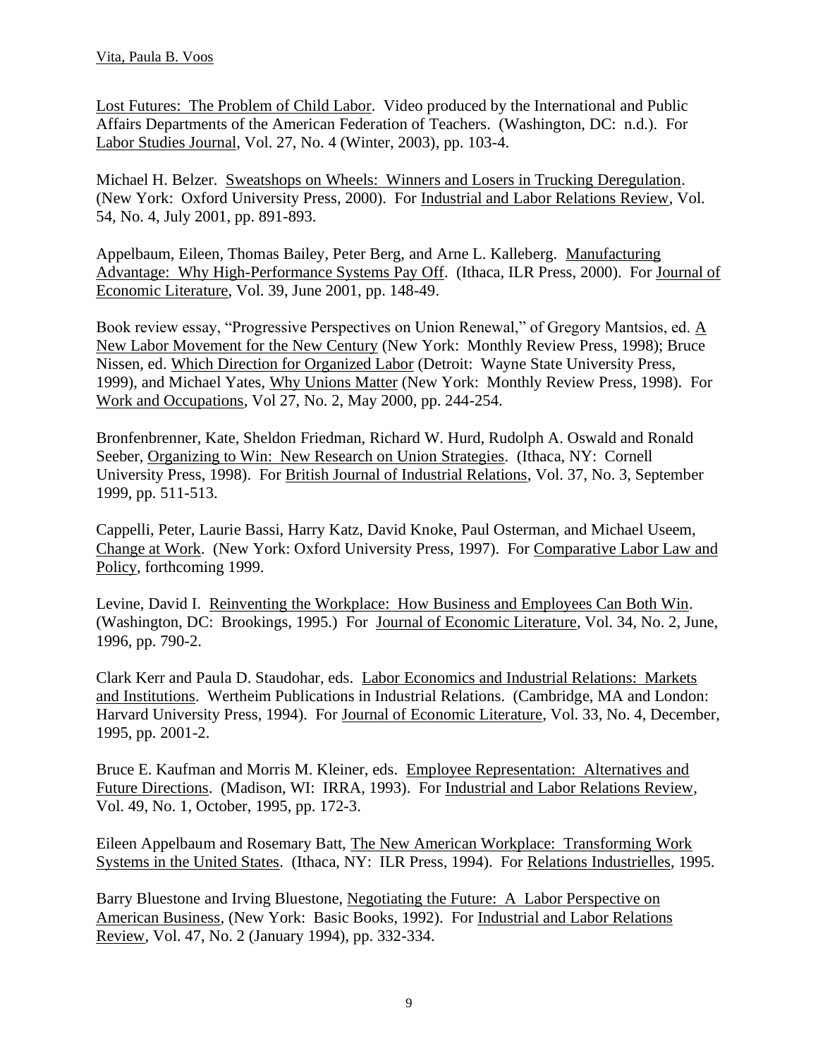Lost Futures: The Problem of Child Labor. Video produced by the International and Public Affairs Departments of the American Federation of Teachers. (Washington, DC: n.d.). For Labor Studies Journal, Vol. 27, No. 4 (Winter, 2003), pp. 103-4.

Michael H. Belzer. Sweatshops on Wheels: Winners and Losers in Trucking Deregulation. (New York: Oxford University Press, 2000). For Industrial and Labor Relations Review, Vol. 54, No. 4, July 2001, pp. 891-893.

Appelbaum, Eileen, Thomas Bailey, Peter Berg, and Arne L. Kalleberg. Manufacturing Advantage: Why High-Performance Systems Pay Off. (Ithaca, ILR Press, 2000). For Journal of Economic Literature, Vol. 39, June 2001, pp. 148-49.

Book review essay, "Progressive Perspectives on Union Renewal," of Gregory Mantsios, ed. A New Labor Movement for the New Century (New York: Monthly Review Press, 1998); Bruce Nissen, ed. Which Direction for Organized Labor (Detroit: Wayne State University Press, 1999), and Michael Yates, Why Unions Matter (New York: Monthly Review Press, 1998). For Work and Occupations, Vol 27, No. 2, May 2000, pp. 244-254.

Bronfenbrenner, Kate, Sheldon Friedman, Richard W. Hurd, Rudolph A. Oswald and Ronald Seeber, Organizing to Win: New Research on Union Strategies. (Ithaca, NY: Cornell University Press, 1998). For British Journal of Industrial Relations, Vol. 37, No. 3, September 1999, pp. 511-513.

Cappelli, Peter, Laurie Bassi, Harry Katz, David Knoke, Paul Osterman, and Michael Useem, Change at Work. (New York: Oxford University Press, 1997). For Comparative Labor Law and Policy, forthcoming 1999.

Levine, David I. Reinventing the Workplace: How Business and Employees Can Both Win. (Washington, DC: Brookings, 1995.) For Journal of Economic Literature, Vol. 34, No. 2, June, 1996, pp. 790-2.

Clark Kerr and Paula D. Staudohar, eds. Labor Economics and Industrial Relations: Markets and Institutions. Wertheim Publications in Industrial Relations. (Cambridge, MA and London: Harvard University Press, 1994). For Journal of Economic Literature, Vol. 33, No. 4, December, 1995, pp. 2001-2.

Bruce E. Kaufman and Morris M. Kleiner, eds. Employee Representation: Alternatives and Future Directions. (Madison, WI: IRRA, 1993). For Industrial and Labor Relations Review, Vol. 49, No. 1, October, 1995, pp. 172-3.

Eileen Appelbaum and Rosemary Batt, The New American Workplace: Transforming Work Systems in the United States. (Ithaca, NY: ILR Press, 1994). For Relations Industrielles, 1995.

Barry Bluestone and Irving Bluestone, Negotiating the Future: A Labor Perspective on American Business, (New York: Basic Books, 1992). For Industrial and Labor Relations Review, Vol. 47, No. 2 (January 1994), pp. 332-334.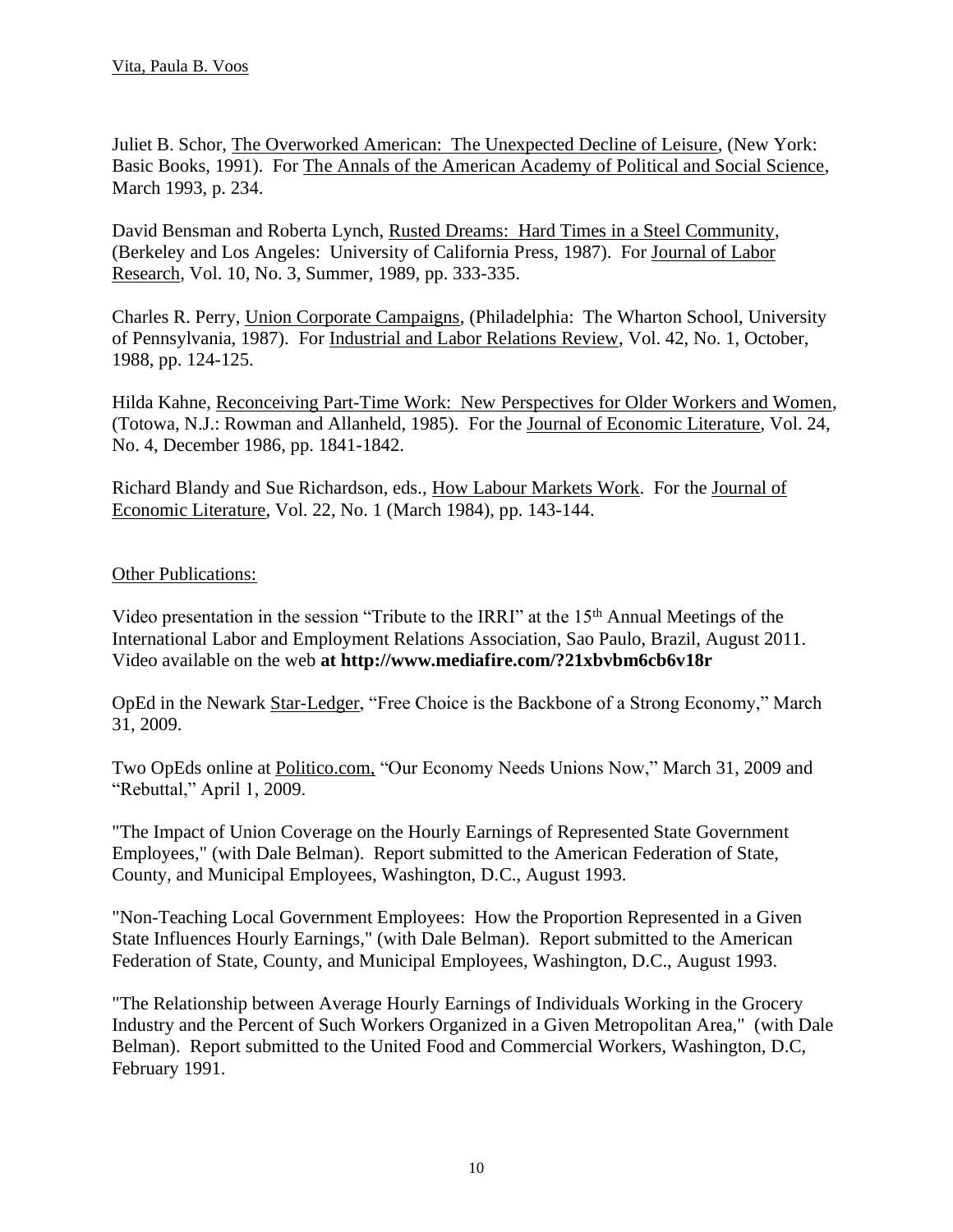Juliet B. Schor, The Overworked American: The Unexpected Decline of Leisure, (New York: Basic Books, 1991). For The Annals of the American Academy of Political and Social Science, March 1993, p. 234.

David Bensman and Roberta Lynch, Rusted Dreams: Hard Times in a Steel Community, (Berkeley and Los Angeles: University of California Press, 1987). For Journal of Labor Research, Vol. 10, No. 3, Summer, 1989, pp. 333-335.

Charles R. Perry, Union Corporate Campaigns, (Philadelphia: The Wharton School, University of Pennsylvania, 1987). For Industrial and Labor Relations Review, Vol. 42, No. 1, October, 1988, pp. 124-125.

Hilda Kahne, Reconceiving Part-Time Work: New Perspectives for Older Workers and Women, (Totowa, N.J.: Rowman and Allanheld, 1985). For the Journal of Economic Literature, Vol. 24, No. 4, December 1986, pp. 1841-1842.

Richard Blandy and Sue Richardson, eds., How Labour Markets Work. For the Journal of Economic Literature, Vol. 22, No. 1 (March 1984), pp. 143-144.

## Other Publications:

Video presentation in the session "Tribute to the IRRI" at the 15th Annual Meetings of the International Labor and Employment Relations Association, Sao Paulo, Brazil, August 2011. Video available on the web **at http://www.mediafire.com/?21xbvbm6cb6v18r**

OpEd in the Newark Star-Ledger, "Free Choice is the Backbone of a Strong Economy," March 31, 2009.

Two OpEds online at Politico.com, "Our Economy Needs Unions Now," March 31, 2009 and "Rebuttal," April 1, 2009.

"The Impact of Union Coverage on the Hourly Earnings of Represented State Government Employees," (with Dale Belman). Report submitted to the American Federation of State, County, and Municipal Employees, Washington, D.C., August 1993.

"Non-Teaching Local Government Employees: How the Proportion Represented in a Given State Influences Hourly Earnings," (with Dale Belman). Report submitted to the American Federation of State, County, and Municipal Employees, Washington, D.C., August 1993.

"The Relationship between Average Hourly Earnings of Individuals Working in the Grocery Industry and the Percent of Such Workers Organized in a Given Metropolitan Area," (with Dale Belman). Report submitted to the United Food and Commercial Workers, Washington, D.C, February 1991.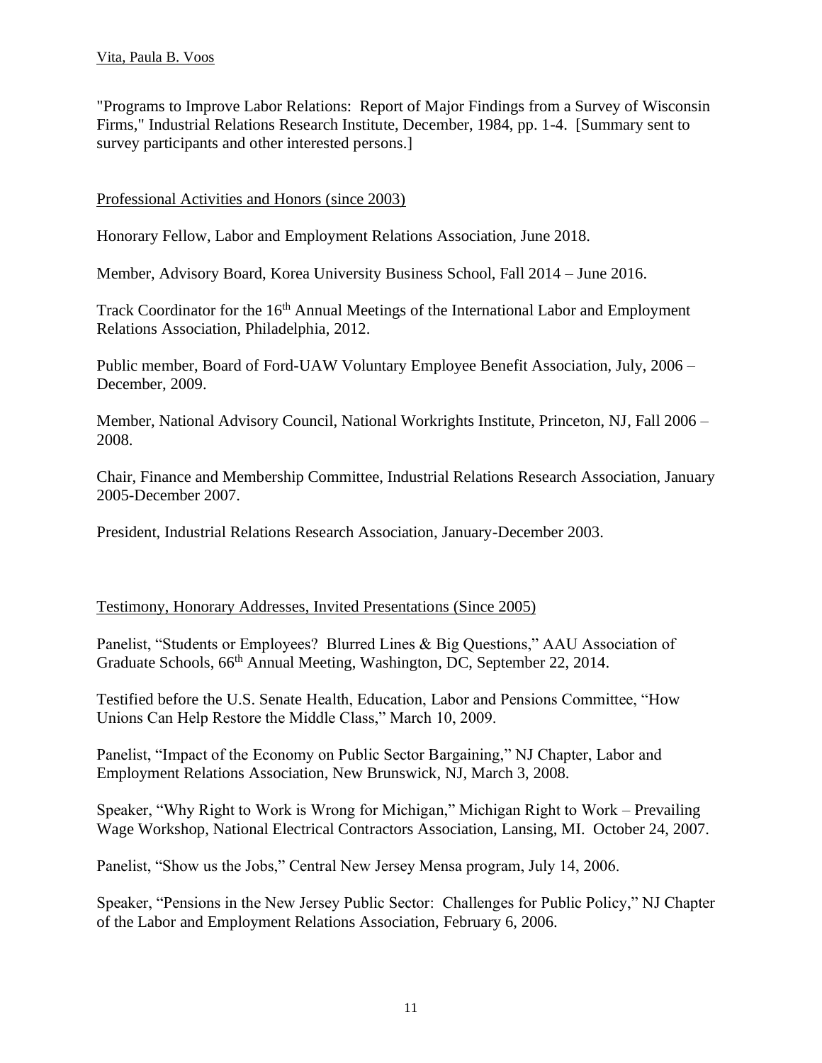"Programs to Improve Labor Relations: Report of Major Findings from a Survey of Wisconsin Firms," Industrial Relations Research Institute, December, 1984, pp. 1-4. [Summary sent to survey participants and other interested persons.]

## Professional Activities and Honors (since 2003)

Honorary Fellow, Labor and Employment Relations Association, June 2018.

Member, Advisory Board, Korea University Business School, Fall 2014 – June 2016.

Track Coordinator for the 16th Annual Meetings of the International Labor and Employment Relations Association, Philadelphia, 2012.

Public member, Board of Ford-UAW Voluntary Employee Benefit Association, July, 2006 – December, 2009.

Member, National Advisory Council, National Workrights Institute, Princeton, NJ, Fall 2006 – 2008.

Chair, Finance and Membership Committee, Industrial Relations Research Association, January 2005-December 2007.

President, Industrial Relations Research Association, January-December 2003.

## Testimony, Honorary Addresses, Invited Presentations (Since 2005)

Panelist, "Students or Employees? Blurred Lines & Big Questions," AAU Association of Graduate Schools, 66th Annual Meeting, Washington, DC, September 22, 2014.

Testified before the U.S. Senate Health, Education, Labor and Pensions Committee, "How Unions Can Help Restore the Middle Class," March 10, 2009.

Panelist, "Impact of the Economy on Public Sector Bargaining," NJ Chapter, Labor and Employment Relations Association, New Brunswick, NJ, March 3, 2008.

Speaker, "Why Right to Work is Wrong for Michigan," Michigan Right to Work – Prevailing Wage Workshop, National Electrical Contractors Association, Lansing, MI. October 24, 2007.

Panelist, "Show us the Jobs," Central New Jersey Mensa program, July 14, 2006.

Speaker, "Pensions in the New Jersey Public Sector: Challenges for Public Policy," NJ Chapter of the Labor and Employment Relations Association, February 6, 2006.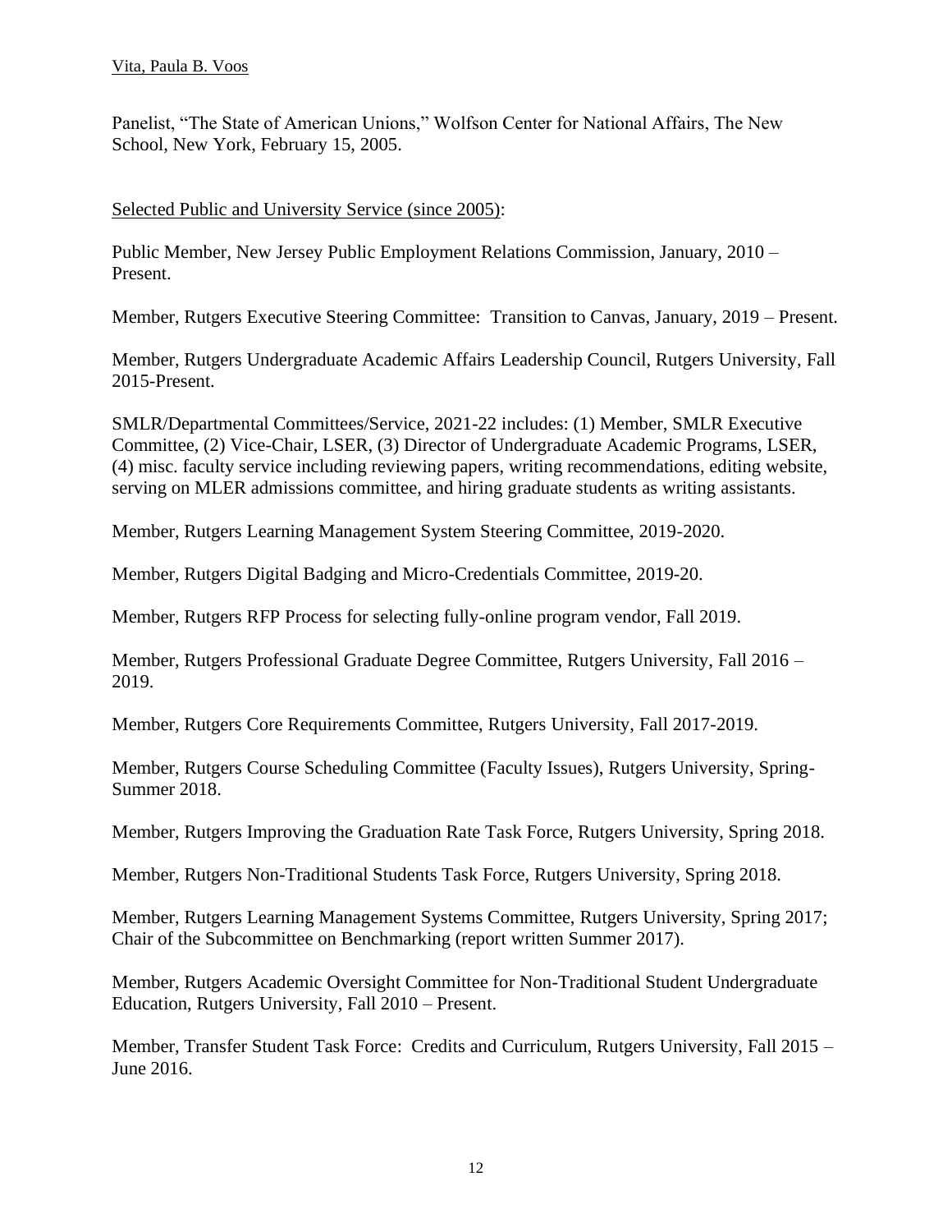Panelist, "The State of American Unions," Wolfson Center for National Affairs, The New School, New York, February 15, 2005.

Selected Public and University Service (since 2005):

Public Member, New Jersey Public Employment Relations Commission, January, 2010 – Present.

Member, Rutgers Executive Steering Committee: Transition to Canvas, January, 2019 – Present.

Member, Rutgers Undergraduate Academic Affairs Leadership Council, Rutgers University, Fall 2015-Present.

SMLR/Departmental Committees/Service, 2021-22 includes: (1) Member, SMLR Executive Committee, (2) Vice-Chair, LSER, (3) Director of Undergraduate Academic Programs, LSER, (4) misc. faculty service including reviewing papers, writing recommendations, editing website, serving on MLER admissions committee, and hiring graduate students as writing assistants.

Member, Rutgers Learning Management System Steering Committee, 2019-2020.

Member, Rutgers Digital Badging and Micro-Credentials Committee, 2019-20.

Member, Rutgers RFP Process for selecting fully-online program vendor, Fall 2019.

Member, Rutgers Professional Graduate Degree Committee, Rutgers University, Fall 2016 – 2019.

Member, Rutgers Core Requirements Committee, Rutgers University, Fall 2017-2019.

Member, Rutgers Course Scheduling Committee (Faculty Issues), Rutgers University, Spring-Summer 2018.

Member, Rutgers Improving the Graduation Rate Task Force, Rutgers University, Spring 2018.

Member, Rutgers Non-Traditional Students Task Force, Rutgers University, Spring 2018.

Member, Rutgers Learning Management Systems Committee, Rutgers University, Spring 2017; Chair of the Subcommittee on Benchmarking (report written Summer 2017).

Member, Rutgers Academic Oversight Committee for Non-Traditional Student Undergraduate Education, Rutgers University, Fall 2010 – Present.

Member, Transfer Student Task Force: Credits and Curriculum, Rutgers University, Fall 2015 – June 2016.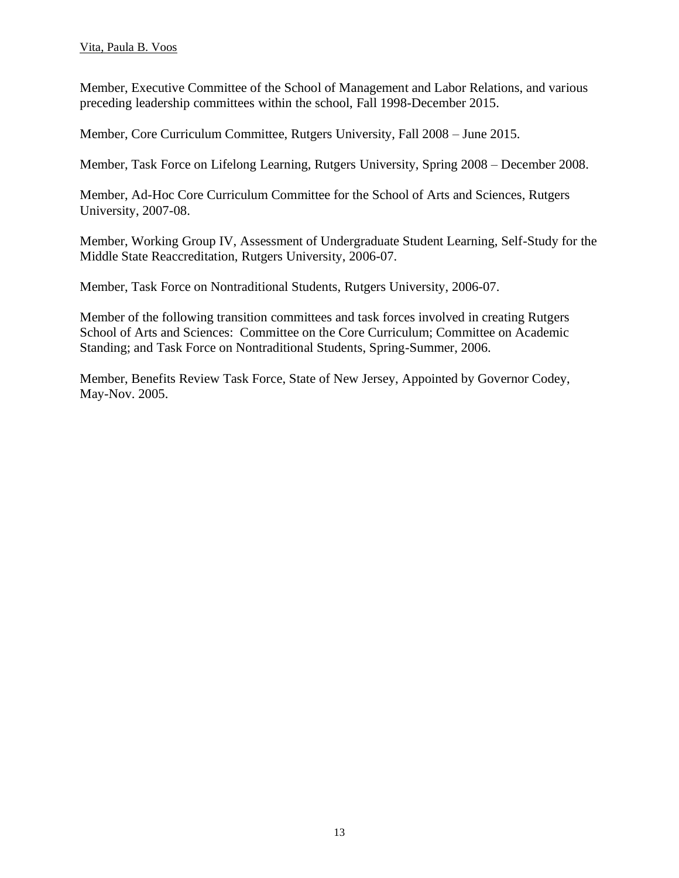Member, Executive Committee of the School of Management and Labor Relations, and various preceding leadership committees within the school, Fall 1998-December 2015.

Member, Core Curriculum Committee, Rutgers University, Fall 2008 – June 2015.

Member, Task Force on Lifelong Learning, Rutgers University, Spring 2008 – December 2008.

Member, Ad-Hoc Core Curriculum Committee for the School of Arts and Sciences, Rutgers University, 2007-08.

Member, Working Group IV, Assessment of Undergraduate Student Learning, Self-Study for the Middle State Reaccreditation, Rutgers University, 2006-07.

Member, Task Force on Nontraditional Students, Rutgers University, 2006-07.

Member of the following transition committees and task forces involved in creating Rutgers School of Arts and Sciences: Committee on the Core Curriculum; Committee on Academic Standing; and Task Force on Nontraditional Students, Spring-Summer, 2006.

Member, Benefits Review Task Force, State of New Jersey, Appointed by Governor Codey, May-Nov. 2005.